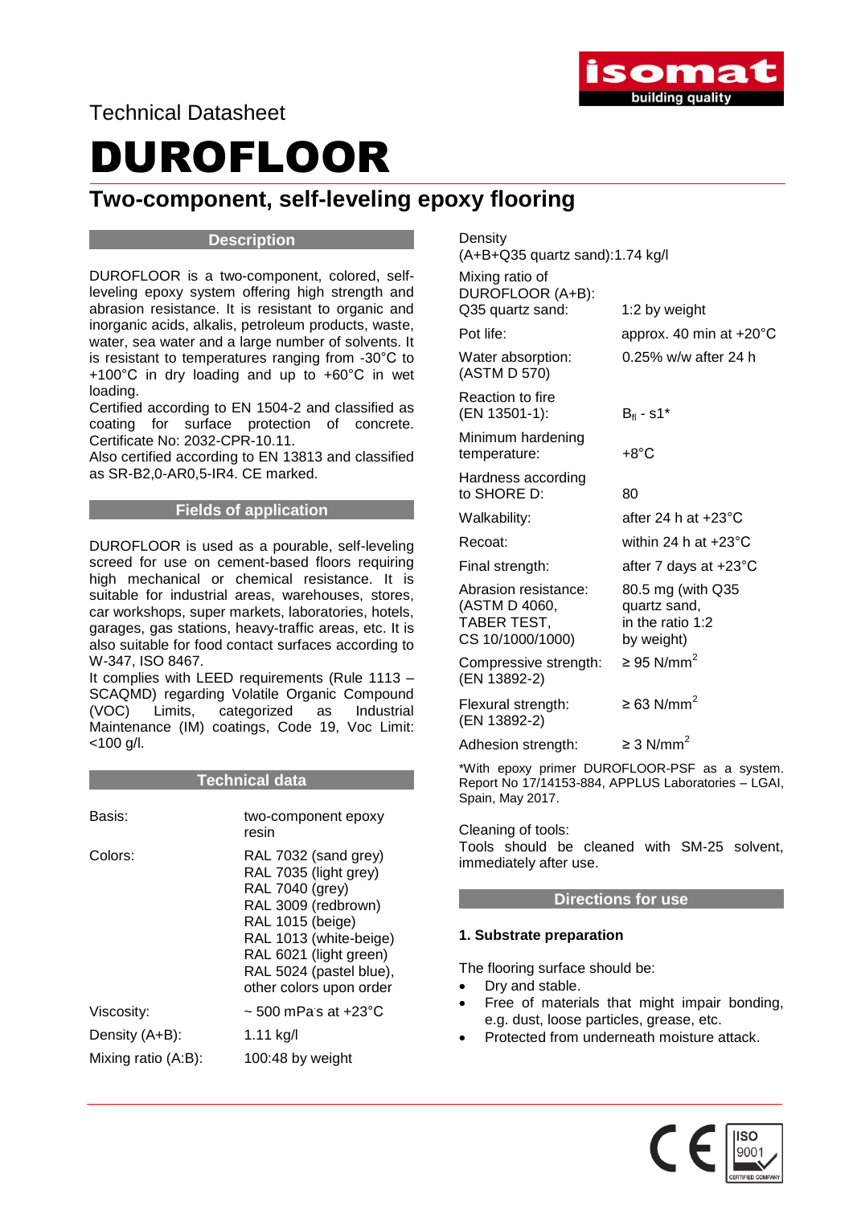Technical Datasheet

# DUROFLOOR

## Two-component, self-leveling epoxy flooring

### Description

DUROFLOOR is a two-component, colored, self-leveling epoxy system offering high strength and abrasion resistance. It is resistant to organic and inorganic acids, alkalis, petroleum products, waste, water, sea water and a large number of solvents. It is resistant to temperatures ranging from -30°C to +100°C in dry loading and up to +60°C in wet loading.
Certified according to EN 1504-2 and classified as coating for surface protection of concrete. Certificate No: 2032-CPR-10.11.
Also certified according to EN 13813 and classified as SR-B2,0-AR0,5-IR4. CE marked.

### Fields of application

DUROFLOOR is used as a pourable, self-leveling screed for use on cement-based floors requiring high mechanical or chemical resistance. It is suitable for industrial areas, warehouses, stores, car workshops, super markets, laboratories, hotels, garages, gas stations, heavy-traffic areas, etc. It is also suitable for food contact surfaces according to W-347, ISO 8467.
It complies with LEED requirements (Rule 1113 – SCAQMD) regarding Volatile Organic Compound (VOC) Limits, categorized as Industrial Maintenance (IM) coatings, Code 19, Voc Limit: <100 g/l.

### Technical data

| | |
|---|---|
| Basis: | two-component epoxy resin |
| Colors: | RAL 7032 (sand grey)<br>RAL 7035 (light grey)<br>RAL 7040 (grey)<br>RAL 3009 (redbrown)<br>RAL 1015 (beige)<br>RAL 1013 (white-beige)<br>RAL 6021 (light green)<br>RAL 5024 (pastel blue),<br>other colors upon order |
| Viscosity: | ~ 500 mPa·s at +23°C |
| Density (A+B): | 1.11 kg/l |
| Mixing ratio (A:B): | 100:48 by weight |
| Density (A+B+Q35 quartz sand): | 1.74 kg/l |
| Mixing ratio of DUROFLOOR (A+B): Q35 quartz sand: | 1:2 by weight |
| Pot life: | approx. 40 min at +20°C |
| Water absorption: (ASTM D 570) | 0.25% w/w after 24 h |
| Reaction to fire (EN 13501-1): | $B_{fl}$ - s1* |
| Minimum hardening temperature: | +8°C |
| Hardness according to SHORE D: | 80 |
| Walkability: | after 24 h at +23°C |
| Recoat: | within 24 h at +23°C |
| Final strength: | after 7 days at +23°C |
| Abrasion resistance: (ASTM D 4060, TABER TEST, CS 10/1000/1000) | 80.5 mg (with Q35 quartz sand, in the ratio 1:2 by weight) |
| Compressive strength: (EN 13892-2) | ≥ 95 N/mm$^2$ |
| Flexural strength: (EN 13892-2) | ≥ 63 N/mm$^2$ |
| Adhesion strength: | ≥ 3 N/mm$^2$ |

*With epoxy primer DUROFLOOR-PSF as a system. Report No 17/14153-884, APPLUS Laboratories – LGAI, Spain, May 2017.

Cleaning of tools:
Tools should be cleaned with SM-25 solvent, immediately after use.

### Directions for use

**1. Substrate preparation**

The flooring surface should be:

- Dry and stable.
- Free of materials that might impair bonding, e.g. dust, loose particles, grease, etc.
- Protected from underneath moisture attack.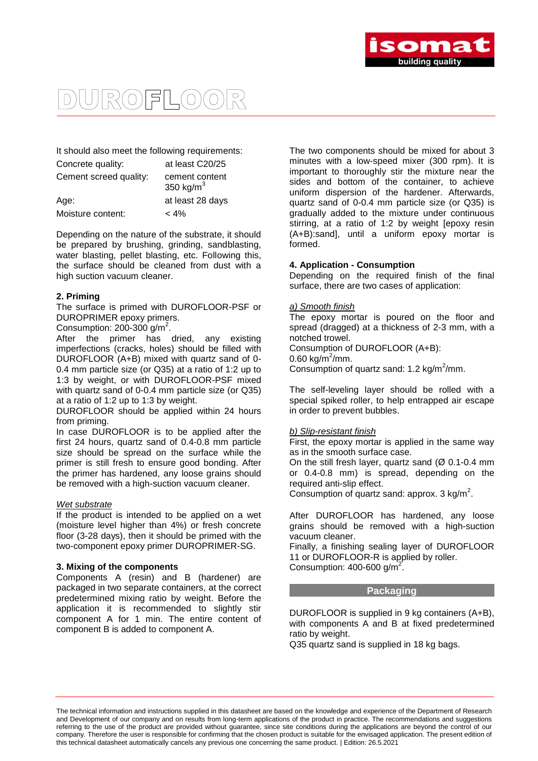It should also meet the following requirements:

| Concrete quality: | at least C20/25 |
|---|---|
| Cement screed quality: | cement content 350 kg/m$^3$ |
| Age: | at least 28 days |
| Moisture content: | < 4% |

Depending on the nature of the substrate, it should be prepared by brushing, grinding, sandblasting, water blasting, pellet blasting, etc. Following this, the surface should be cleaned from dust with a high suction vacuum cleaner.

**2. Priming**

The surface is primed with DUROFLOOR-PSF or DUROPRIMER epoxy primers.
Consumption: 200-300 g/m$^2$.

After the primer has dried, any existing imperfections (cracks, holes) should be filled with DUROFLOOR (A+B) mixed with quartz sand of 0-0.4 mm particle size (or Q35) at a ratio of 1:2 up to 1:3 by weight, or with DUROFLOOR-PSF mixed with quartz sand of 0-0.4 mm particle size (or Q35) at a ratio of 1:2 up to 1:3 by weight.

DUROFLOOR should be applied within 24 hours from priming.

In case DUROFLOOR is to be applied after the first 24 hours, quartz sand of 0.4-0.8 mm particle size should be spread on the surface while the primer is still fresh to ensure good bonding. After the primer has hardened, any loose grains should be removed with a high-suction vacuum cleaner.

*Wet substrate*

If the product is intended to be applied on a wet (moisture level higher than 4%) or fresh concrete floor (3-28 days), then it should be primed with the two-component epoxy primer DUROPRIMER-SG.

**3. Mixing of the components**

Components A (resin) and B (hardener) are packaged in two separate containers, at the correct predetermined mixing ratio by weight. Before the application it is recommended to slightly stir component A for 1 min. The entire content of component B is added to component A.

The two components should be mixed for about 3 minutes with a low-speed mixer (300 rpm). It is important to thoroughly stir the mixture near the sides and bottom of the container, to achieve uniform dispersion of the hardener. Afterwards, quartz sand of 0-0.4 mm particle size (or Q35) is gradually added to the mixture under continuous stirring, at a ratio of 1:2 by weight [epoxy resin (A+B):sand], until a uniform epoxy mortar is formed.

**4. Application - Consumption**

Depending on the required finish of the final surface, there are two cases of application:

*a) Smooth finish*

The epoxy mortar is poured on the floor and spread (dragged) at a thickness of 2-3 mm, with a notched trowel.

Consumption of DUROFLOOR (A+B):
0.60 kg/m$^2$/mm.
Consumption of quartz sand: 1.2 kg/m$^2$/mm.

The self-leveling layer should be rolled with a special spiked roller, to help entrapped air escape in order to prevent bubbles.

*b) Slip-resistant finish*

First, the epoxy mortar is applied in the same way as in the smooth surface case.

On the still fresh layer, quartz sand (Ø 0.1-0.4 mm or 0.4-0.8 mm) is spread, depending on the required anti-slip effect.

Consumption of quartz sand: approx. 3 kg/m$^2$.

After DUROFLOOR has hardened, any loose grains should be removed with a high-suction vacuum cleaner.

Finally, a finishing sealing layer of DUROFLOOR 11 or DUROFLOOR-R is applied by roller.
Consumption: 400-600 g/m$^2$.

## Packaging

DUROFLOOR is supplied in 9 kg containers (A+B), with components A and B at fixed predetermined ratio by weight.

Q35 quartz sand is supplied in 18 kg bags.

The technical information and instructions supplied in this datasheet are based on the knowledge and experience of the Department of Research and Development of our company and on results from long-term applications of the product in practice. The recommendations and suggestions referring to the use of the product are provided without guarantee, since site conditions during the applications are beyond the control of our company. Therefore the user is responsible for confirming that the chosen product is suitable for the envisaged application. The present edition of this technical datasheet automatically cancels any previous one concerning the same product. | Edition: 26.5.2021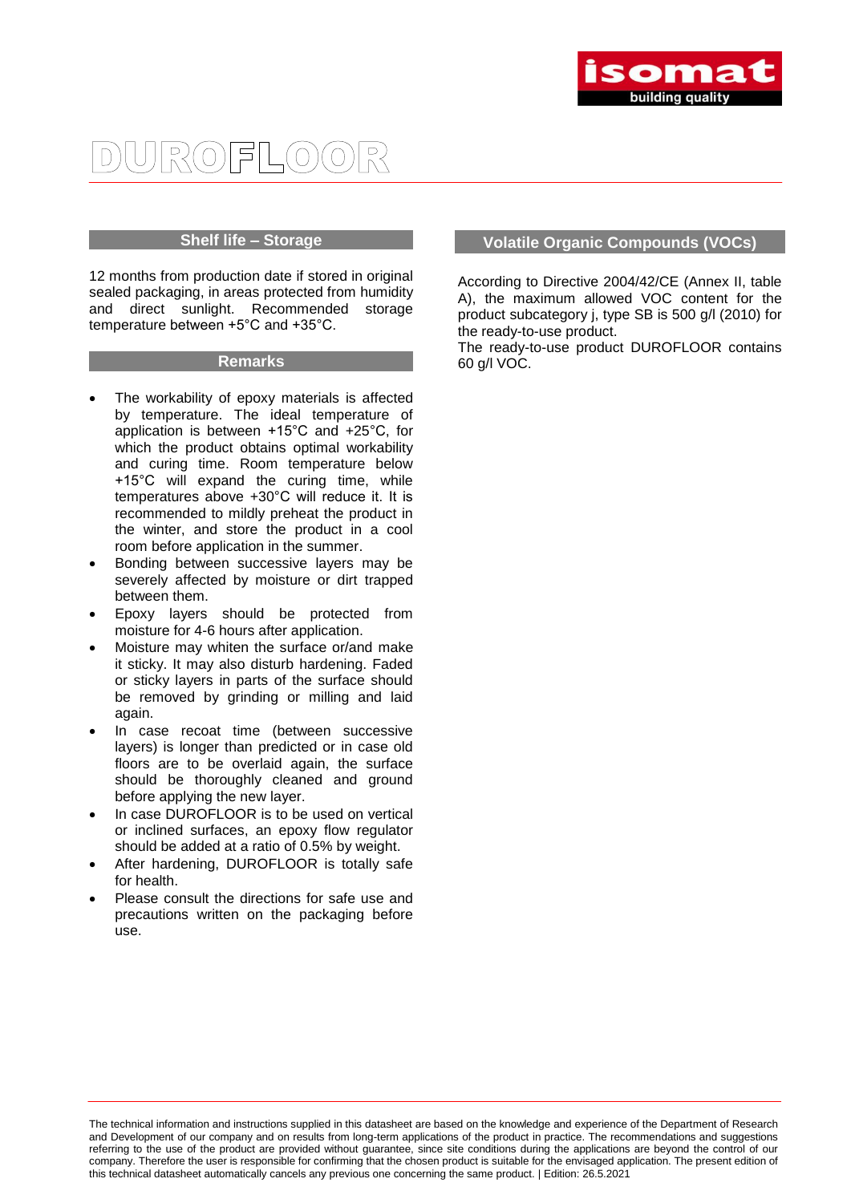# DUROFLOOR

## Shelf life – Storage

12 months from production date if stored in original sealed packaging, in areas protected from humidity and direct sunlight. Recommended storage temperature between +5°C and +35°C.

## Remarks

- The workability of epoxy materials is affected by temperature. The ideal temperature of application is between +15°C and +25°C, for which the product obtains optimal workability and curing time. Room temperature below +15°C will expand the curing time, while temperatures above +30°C will reduce it. It is recommended to mildly preheat the product in the winter, and store the product in a cool room before application in the summer.
- Bonding between successive layers may be severely affected by moisture or dirt trapped between them.
- Epoxy layers should be protected from moisture for 4-6 hours after application.
- Moisture may whiten the surface or/and make it sticky. It may also disturb hardening. Faded or sticky layers in parts of the surface should be removed by grinding or milling and laid again.
- In case recoat time (between successive layers) is longer than predicted or in case old floors are to be overlaid again, the surface should be thoroughly cleaned and ground before applying the new layer.
- In case DUROFLOOR is to be used on vertical or inclined surfaces, an epoxy flow regulator should be added at a ratio of 0.5% by weight.
- After hardening, DUROFLOOR is totally safe for health.
- Please consult the directions for safe use and precautions written on the packaging before use.

## Volatile Organic Compounds (VOCs)

According to Directive 2004/42/CE (Annex II, table A), the maximum allowed VOC content for the product subcategory j, type SB is 500 g/l (2010) for the ready-to-use product.
The ready-to-use product DUROFLOOR contains 60 g/l VOC.

The technical information and instructions supplied in this datasheet are based on the knowledge and experience of the Department of Research and Development of our company and on results from long-term applications of the product in practice. The recommendations and suggestions referring to the use of the product are provided without guarantee, since site conditions during the applications are beyond the control of our company. Therefore the user is responsible for confirming that the chosen product is suitable for the envisaged application. The present edition of this technical datasheet automatically cancels any previous one concerning the same product. | Edition: 26.5.2021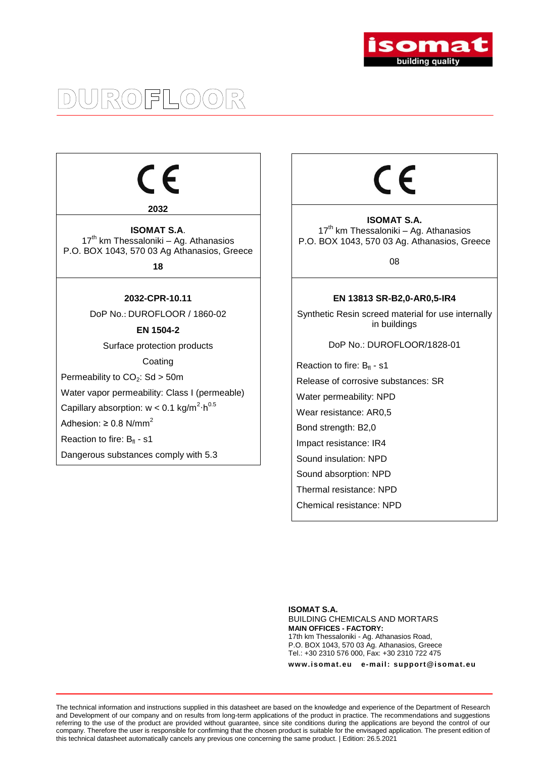# DUROFLOOR

CE

**2032**

**ISOMAT S.A.**
17th km Thessaloniki – Ag. Athanasios
P.O. BOX 1043, 570 03 Ag Athanasios, Greece

**18**

**2032-CPR-10.11**

DoP No.: DUROFLOOR / 1860-02

**EN 1504-2**

Surface protection products

Coating

Permeability to $CO_2$: Sd > 50m

Water vapor permeability: Class I (permeable)

Capillary absorption: w < 0.1 $kg/m^2 \cdot h^{0.5}$

Adhesion: ≥ 0.8 $N/mm^2$

Reaction to fire: $B_{fl}$ - s1

Dangerous substances comply with 5.3

CE

**ISOMAT S.A.**
17th km Thessaloniki – Ag. Athanasios
P.O. BOX 1043, 570 03 Ag. Athanasios, Greece

08

**EN 13813 SR-B2,0-AR0,5-IR4**

Synthetic Resin screed material for use internally in buildings

DoP No.: DUROFLOOR/1828-01

Reaction to fire: $B_{fl}$ - s1

Release of corrosive substances: SR

Water permeability: NPD

Wear resistance: AR0,5

Bond strength: B2,0

Impact resistance: IR4

Sound insulation: NPD

Sound absorption: NPD

Thermal resistance: NPD

Chemical resistance: NPD

**ISOMAT S.A.**
BUILDING CHEMICALS AND MORTARS
**MAIN OFFICES - FACTORY:**
17th km Thessaloniki - Ag. Athanasios Road,
P.O. BOX 1043, 570 03 Ag. Athanasios, Greece
Tel.: +30 2310 576 000, Fax: +30 2310 722 475
**www.isomat.eu e-mail: support@isomat.eu**

The technical information and instructions supplied in this datasheet are based on the knowledge and experience of the Department of Research and Development of our company and on results from long-term applications of the product in practice. The recommendations and suggestions referring to the use of the product are provided without guarantee, since site conditions during the applications are beyond the control of our company. Therefore the user is responsible for confirming that the chosen product is suitable for the envisaged application. The present edition of this technical datasheet automatically cancels any previous one concerning the same product. | Edition: 26.5.2021